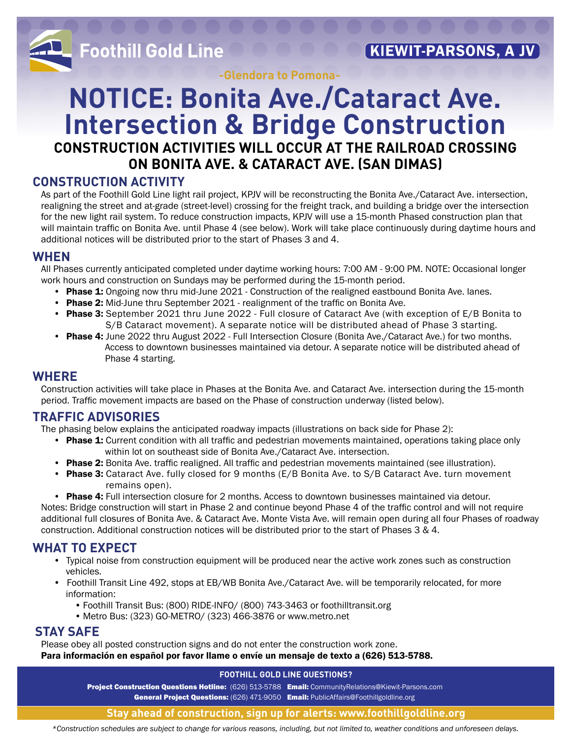Foothill Gold Line

KIEWIT-PARSONS, A JV

-Glendora to Pomona-

# NOTICE: Bonita Ave./Cataract Ave. Intersection & Bridge Construction

### CONSTRUCTION ACTIVITIES WILL OCCUR AT THE RAILROAD CROSSING ON BONITA AVE. & CATARACT AVE. (SAN DIMAS)

## CONSTRUCTION ACTIVITY

As part of the Foothill Gold Line light rail project, KPJV will be reconstructing the Bonita Ave./Cataract Ave. intersection, realigning the street and at-grade (street-level) crossing for the freight track, and building a bridge over the intersection for the new light rail system. To reduce construction impacts, KPJV will use a 15-month Phased construction plan that will maintain traffic on Bonita Ave. until Phase 4 (see below). Work will take place continuously during daytime hours and additional notices will be distributed prior to the start of Phases 3 and 4.

## WHEN

All Phases currently anticipated completed under daytime working hours: 7:00 AM - 9:00 PM. NOTE: Occasional longer work hours and construction on Sundays may be performed during the 15-month period.

- **Phase 1:** Ongoing now thru mid-June 2021 - Construction of the realigned eastbound Bonita Ave. lanes.
- **Phase 2:** Mid-June thru September 2021 - realignment of the traffic on Bonita Ave.
- **Phase 3:** September 2021 thru June 2022 - Full closure of Cataract Ave (with exception of E/B Bonita to S/B Cataract movement). A separate notice will be distributed ahead of Phase 3 starting.
- **Phase 4:** June 2022 thru August 2022 - Full Intersection Closure (Bonita Ave./Cataract Ave.) for two months. Access to downtown businesses maintained via detour. A separate notice will be distributed ahead of Phase 4 starting.

## WHERE

Construction activities will take place in Phases at the Bonita Ave. and Cataract Ave. intersection during the 15-month period. Traffic movement impacts are based on the Phase of construction underway (listed below).

## TRAFFIC ADVISORIES

The phasing below explains the anticipated roadway impacts (illustrations on back side for Phase 2):

- **Phase 1:** Current condition with all traffic and pedestrian movements maintained, operations taking place only within lot on southeast side of Bonita Ave./Cataract Ave. intersection.
- **Phase 2:** Bonita Ave. traffic realigned. All traffic and pedestrian movements maintained (see illustration).
- **Phase 3:** Cataract Ave. fully closed for 9 months (E/B Bonita Ave. to S/B Cataract Ave. turn movement remains open).
- **Phase 4:** Full intersection closure for 2 months. Access to downtown businesses maintained via detour.

Notes: Bridge construction will start in Phase 2 and continue beyond Phase 4 of the traffic control and will not require additional full closures of Bonita Ave. & Cataract Ave. Monte Vista Ave. will remain open during all four Phases of roadway construction. Additional construction notices will be distributed prior to the start of Phases 3 & 4.

## WHAT TO EXPECT

- Typical noise from construction equipment will be produced near the active work zones such as construction vehicles.
- Foothill Transit Line 492, stops at EB/WB Bonita Ave./Cataract Ave. will be temporarily relocated, for more information:
  - Foothill Transit Bus: (800) RIDE-INFO/ (800) 743-3463 or foothilltransit.org
  - Metro Bus: (323) GO-METRO/ (323) 466-3876 or www.metro.net

## STAY SAFE

Please obey all posted construction signs and do not enter the construction work zone.

**Para información en español por favor llame o envíe un mensaje de texto a (626) 513-5788.**

**FOOTHILL GOLD LINE QUESTIONS?**

**Project Construction Questions Hotline:** (626) 513-5788 **Email:** CommunityRelations@Kiewit-Parsons.com

**General Project Questions:** (626) 471-9050 **Email:** PublicAffairs@Foothillgoldline.org

**Stay ahead of construction, sign up for alerts: www.foothillgoldline.org**

*\*Construction schedules are subject to change for various reasons, including, but not limited to, weather conditions and unforeseen delays.*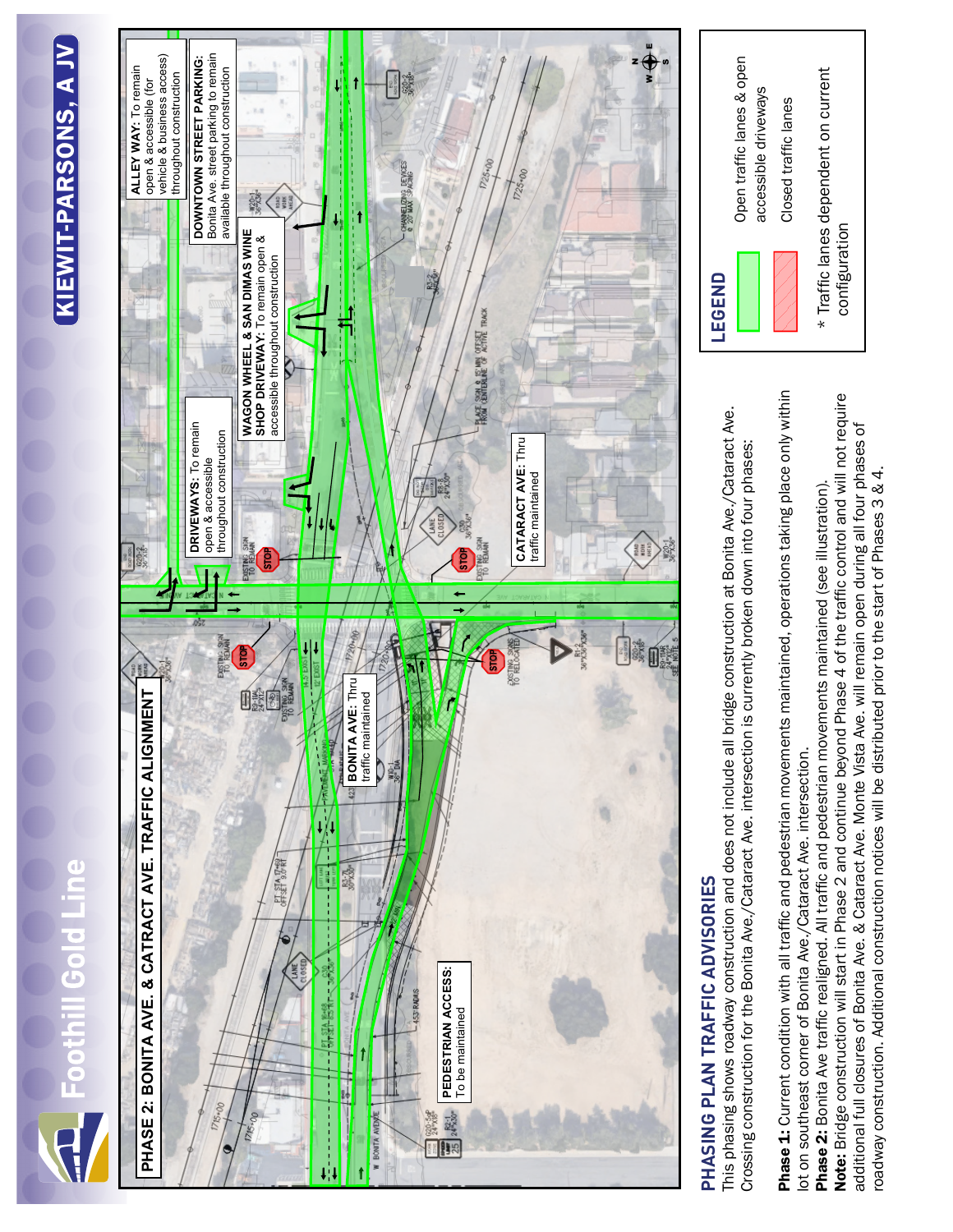# Foothill Gold Line

**KIEWIT-PARSONS, A JV**

## PHASE 2: BONITA AVE. & CATRACT AVE. TRAFFIC ALIGNMENT

**ALLEY WAY:** To remain open & accessible (for vehicle & business access) throughout construction

**DOWNTOWN STREET PARKING:** Bonita Ave. street parking to remain available throughout construction

**WAGON WHEEL & SAN DIMAS WINE SHOP DRIVEWAY:** To remain open & accessible throughout construction

**DRIVEWAYS:** To remain open & accessible throughout construction

**CATARACT AVE:** Thru traffic maintained

**BONITA AVE:** Thru traffic maintained

**PEDESTRIAN ACCESS:** To be maintained

### LEGEND

- Open traffic lanes & open accessible driveways
- Closed traffic lanes

\* Traffic lanes dependent on current configuration

## PHASING PLAN TRAFFIC ADVISORIES

This phasing shows roadway construction and does not include all bridge construction at Bonita Ave./Cataract Ave. Crossing construction for the Bonita Ave./Cataract Ave. intersection is currently broken down into four phases:

**Phase 1:** Current condition with all traffic and pedestrian movements maintained, operations taking place only within lot on southeast corner of Bonita Ave./Cataract Ave. intersection.

**Phase 2:** Bonita Ave traffic realigned. All traffic and pedestrian movements maintained (see illustration).

**Note:** Bridge construction will start in Phase 2 and continue beyond Phase 4 of the traffic control and will not require additional full closures of Bonita Ave. & Cataract Ave. Monte Vista Ave. will remain open during all four phases of roadway construction. Additional construction notices will be distributed prior to the start of Phases 3 & 4.